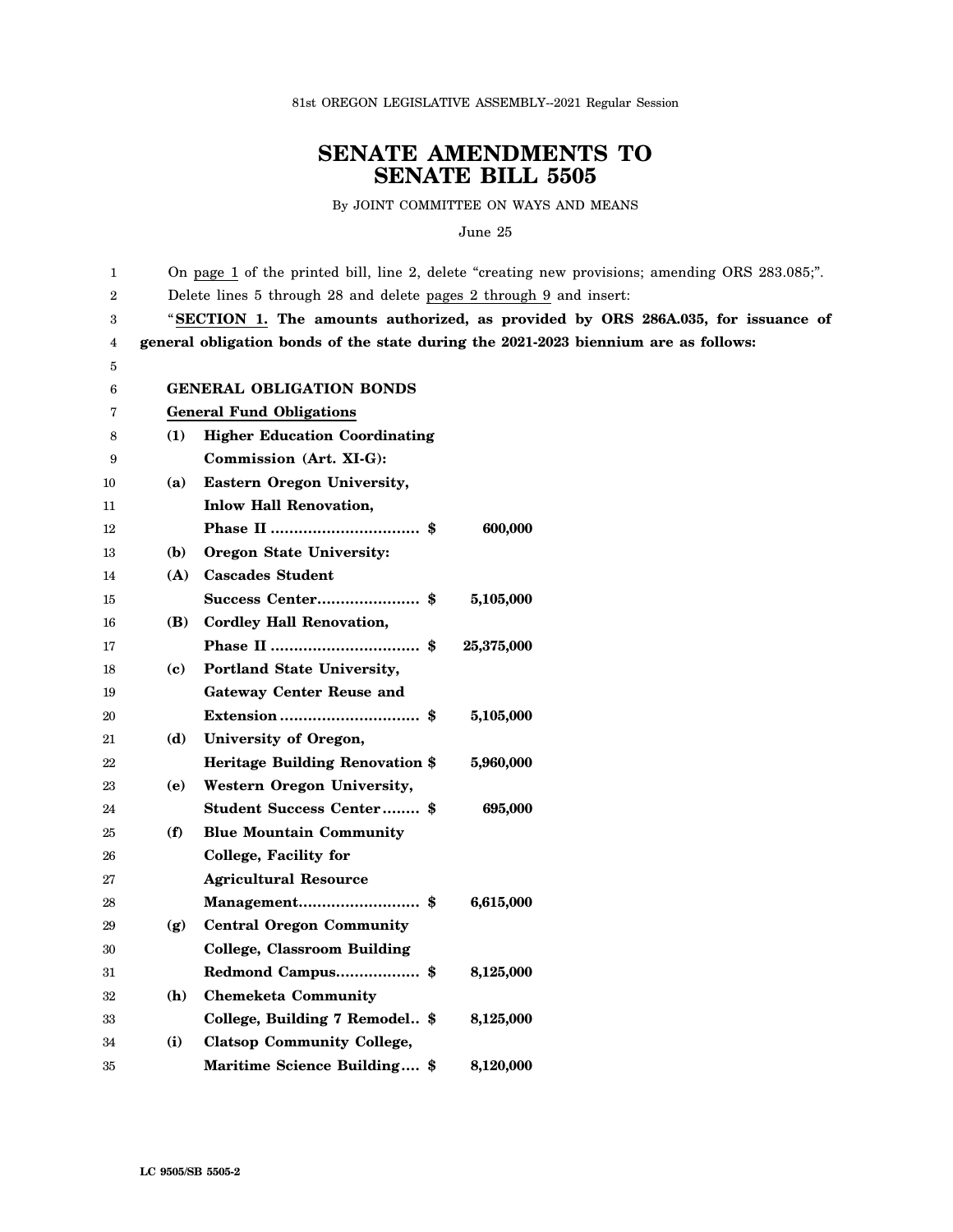81st OREGON LEGISLATIVE ASSEMBLY--2021 Regular Session

# SENATE AMENDMENTS TO SENATE BILL 5505

By JOINT COMMITTEE ON WAYS AND MEANS

June 25

On page 1 of the printed bill, line 2, delete "creating new provisions; amending ORS 283.085;".

Delete lines 5 through 28 and delete pages 2 through 9 and insert:

"**SECTION 1. The amounts authorized, as provided by ORS 286A.035, for issuance of general obligation bonds of the state during the 2021-2023 biennium are as follows:**

**GENERAL OBLIGATION BONDS**

**General Fund Obligations**

**(1) Higher Education Coordinating Commission (Art. XI-G):**

**(a) Eastern Oregon University, Inlow Hall Renovation, Phase II ................................ $ 600,000**

**(b) Oregon State University:**

**(A) Cascades Student Success Center...................... $ 5,105,000**

**(B) Cordley Hall Renovation, Phase II ................................ $ 25,375,000**

**(c) Portland State University, Gateway Center Reuse and Extension ............................. $ 5,105,000**

**(d) University of Oregon, Heritage Building Renovation $ 5,960,000**

**(e) Western Oregon University, Student Success Center........ $ 695,000**

**(f) Blue Mountain Community College, Facility for Agricultural Resource Management.......................... $ 6,615,000**

**(g) Central Oregon Community College, Classroom Building Redmond Campus.................. $ 8,125,000**

**(h) Chemeketa Community College, Building 7 Remodel.. $ 8,125,000**

**(i) Clatsop Community College, Maritime Science Building.... $ 8,120,000**

LC 9505/SB 5505-2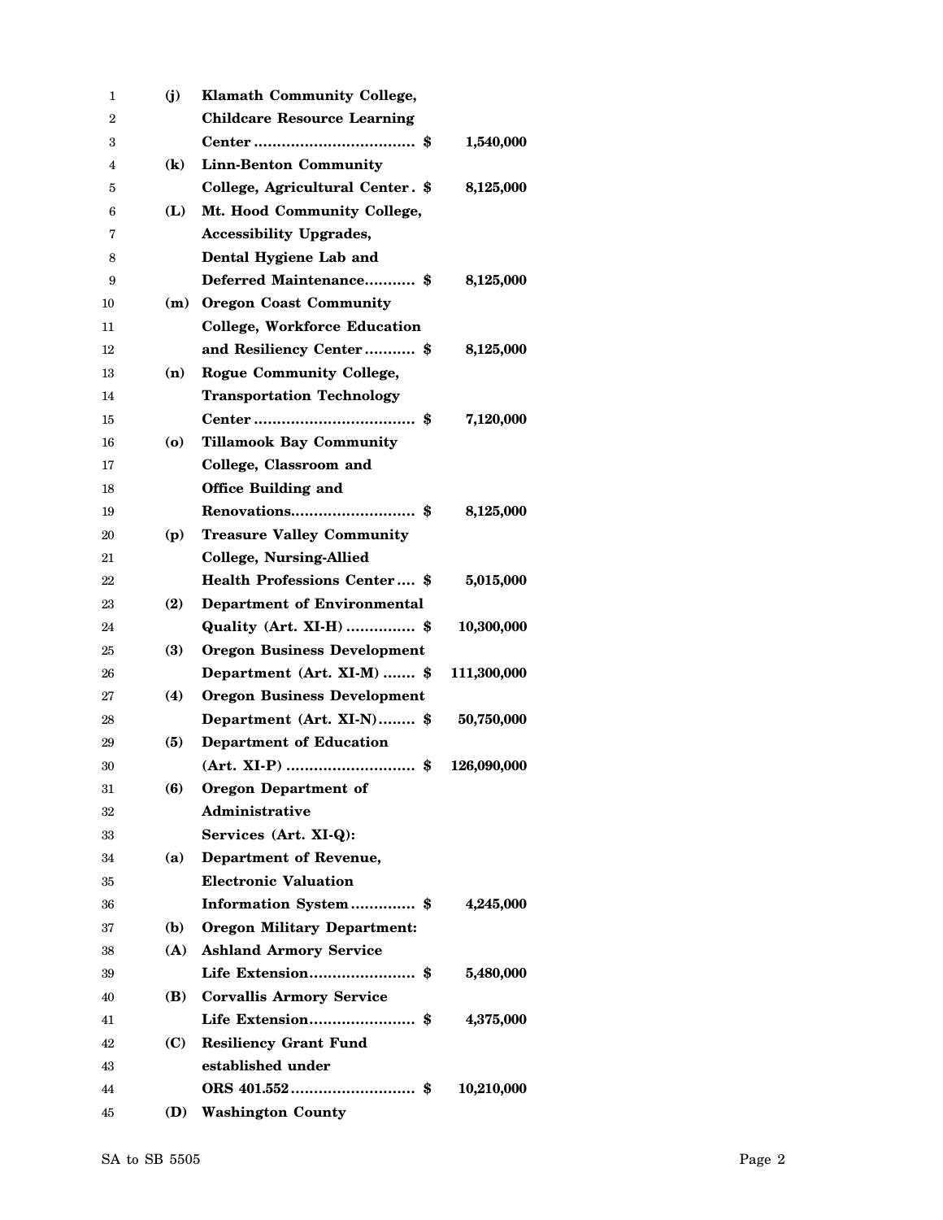**(j) Klamath Community College, Childcare Resource Learning Center .................................. $ 1,540,000**

**(k) Linn-Benton Community College, Agricultural Center . $ 8,125,000**

**(L) Mt. Hood Community College, Accessibility Upgrades, Dental Hygiene Lab and Deferred Maintenance........... $ 8,125,000**

**(m) Oregon Coast Community College, Workforce Education and Resiliency Center ........... $ 8,125,000**

**(n) Rogue Community College, Transportation Technology Center .................................. $ 7,120,000**

**(o) Tillamook Bay Community College, Classroom and Office Building and Renovations.......................... $ 8,125,000**

**(p) Treasure Valley Community College, Nursing-Allied Health Professions Center .... $ 5,015,000**

**(2) Department of Environmental Quality (Art. XI-H) .............. $ 10,300,000**

**(3) Oregon Business Development Department (Art. XI-M) ....... $ 111,300,000**

**(4) Oregon Business Development Department (Art. XI-N)........ $ 50,750,000**

**(5) Department of Education (Art. XI-P) ........................... $ 126,090,000**

**(6) Oregon Department of Administrative Services (Art. XI-Q):**

**(a) Department of Revenue, Electronic Valuation Information System ............. $ 4,245,000**

**(b) Oregon Military Department:**

**(A) Ashland Armory Service Life Extension...................... $ 5,480,000**

**(B) Corvallis Armory Service Life Extension...................... $ 4,375,000**

**(C) Resiliency Grant Fund established under ORS 401.552.......................... $ 10,210,000**

**(D) Washington County**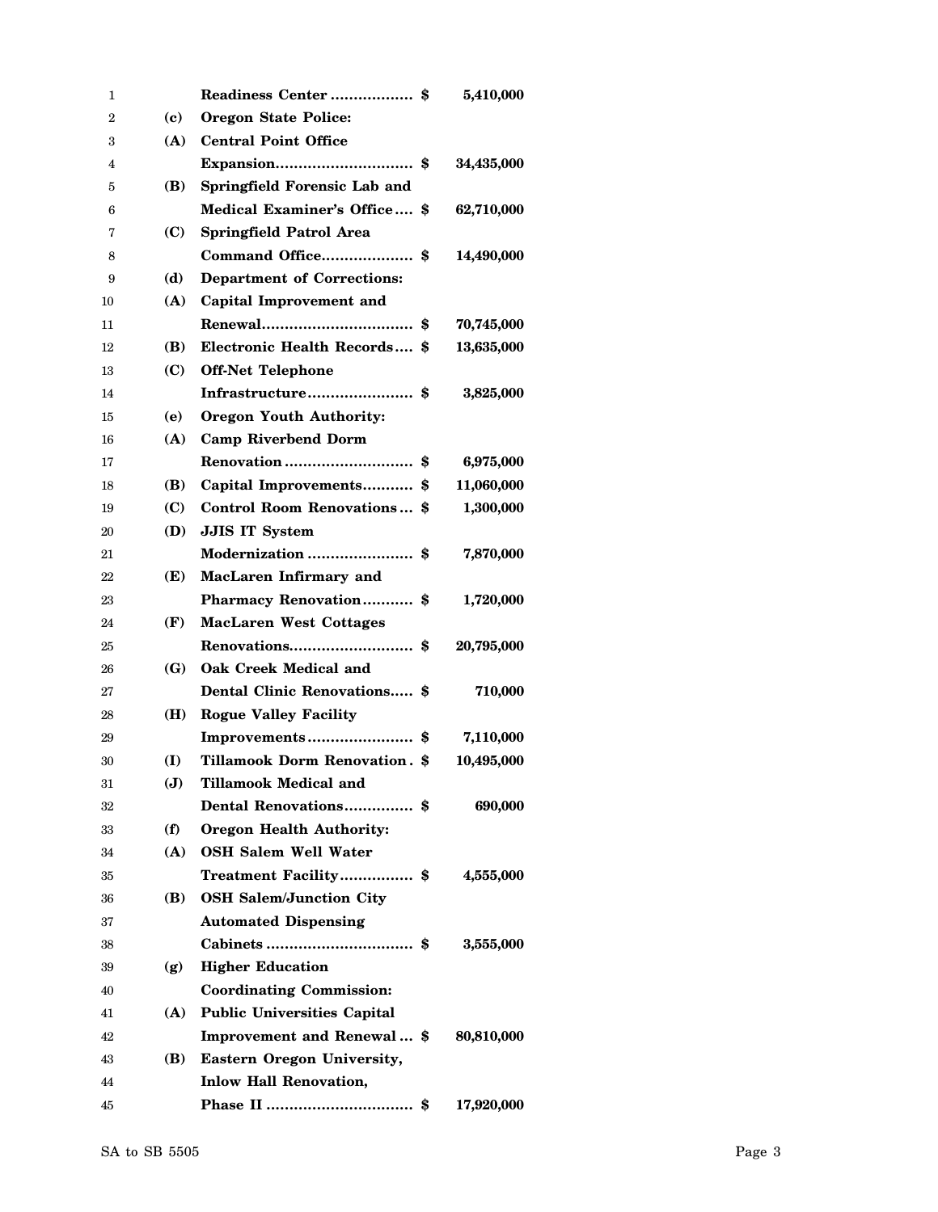**Readiness Center ................. $ 5,410,000**

(c) **Oregon State Police:**

(A) **Central Point Office Expansion............................ $ 34,435,000**

(B) **Springfield Forensic Lab and Medical Examiner's Office.... $ 62,710,000**

(C) **Springfield Patrol Area Command Office.................... $ 14,490,000**

(d) **Department of Corrections:**

(A) **Capital Improvement and Renewal................................ $ 70,745,000**

(B) **Electronic Health Records.... $ 13,635,000**

(C) **Off-Net Telephone Infrastructure...................... $ 3,825,000**

(e) **Oregon Youth Authority:**

(A) **Camp Riverbend Dorm Renovation ........................... $ 6,975,000**

(B) **Capital Improvements........... $ 11,060,000**

(C) **Control Room Renovations... $ 1,300,000**

(D) **JJIS IT System Modernization ...................... $ 7,870,000**

(E) **MacLaren Infirmary and Pharmacy Renovation........... $ 1,720,000**

(F) **MacLaren West Cottages Renovations.......................... $ 20,795,000**

(G) **Oak Creek Medical and Dental Clinic Renovations..... $ 710,000**

(H) **Rogue Valley Facility Improvements...................... $ 7,110,000**

(I) **Tillamook Dorm Renovation. $ 10,495,000**

(J) **Tillamook Medical and Dental Renovations.............. $ 690,000**

(f) **Oregon Health Authority:**

(A) **OSH Salem Well Water Treatment Facility................ $ 4,555,000**

(B) **OSH Salem/Junction City Automated Dispensing Cabinets ............................... $ 3,555,000**

(g) **Higher Education Coordinating Commission:**

(A) **Public Universities Capital Improvement and Renewal ... $ 80,810,000**

(B) **Eastern Oregon University, Inlow Hall Renovation, Phase II ............................... $ 17,920,000**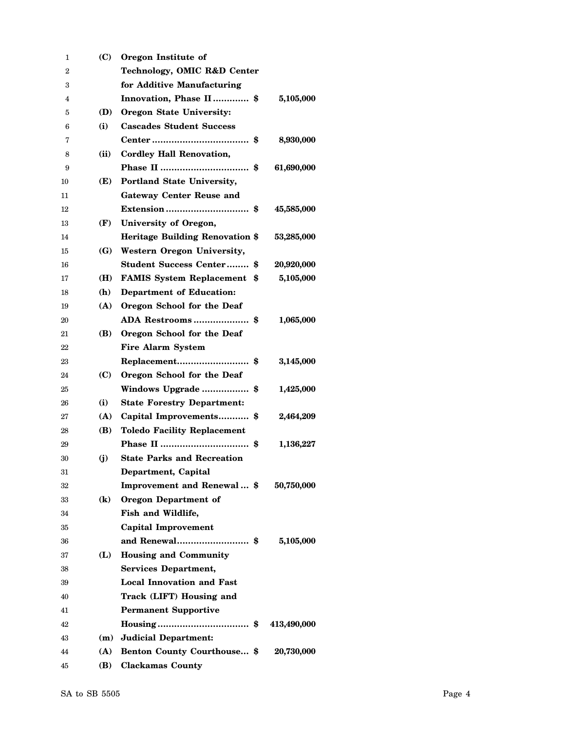**(C) Oregon Institute of Technology, OMIC R&D Center for Additive Manufacturing Innovation, Phase II............ $ 5,105,000**

**(D) Oregon State University:**

**(i) Cascades Student Success Center.................................. $ 8,930,000**

**(ii) Cordley Hall Renovation, Phase II ............................... $ 61,690,000**

**(E) Portland State University, Gateway Center Reuse and Extension ............................. $ 45,585,000**

**(F) University of Oregon, Heritage Building Renovation $ 53,285,000**

**(G) Western Oregon University, Student Success Center........ $ 20,920,000**

**(H) FAMIS System Replacement $ 5,105,000**

**(h) Department of Education:**

**(A) Oregon School for the Deaf ADA Restrooms ................... $ 1,065,000**

**(B) Oregon School for the Deaf Fire Alarm System Replacement......................... $ 3,145,000**

**(C) Oregon School for the Deaf Windows Upgrade ................ $ 1,425,000**

**(i) State Forestry Department:**

**(A) Capital Improvements.......... $ 2,464,209**

**(B) Toledo Facility Replacement Phase II ............................... $ 1,136,227**

**(j) State Parks and Recreation Department, Capital Improvement and Renewal ... $ 50,750,000**

**(k) Oregon Department of Fish and Wildlife, Capital Improvement and Renewal......................... $ 5,105,000**

**(L) Housing and Community Services Department, Local Innovation and Fast Track (LIFT) Housing and Permanent Supportive Housing ................................ $ 413,490,000**

**(m) Judicial Department:**

**(A) Benton County Courthouse... $ 20,730,000**

**(B) Clackamas County**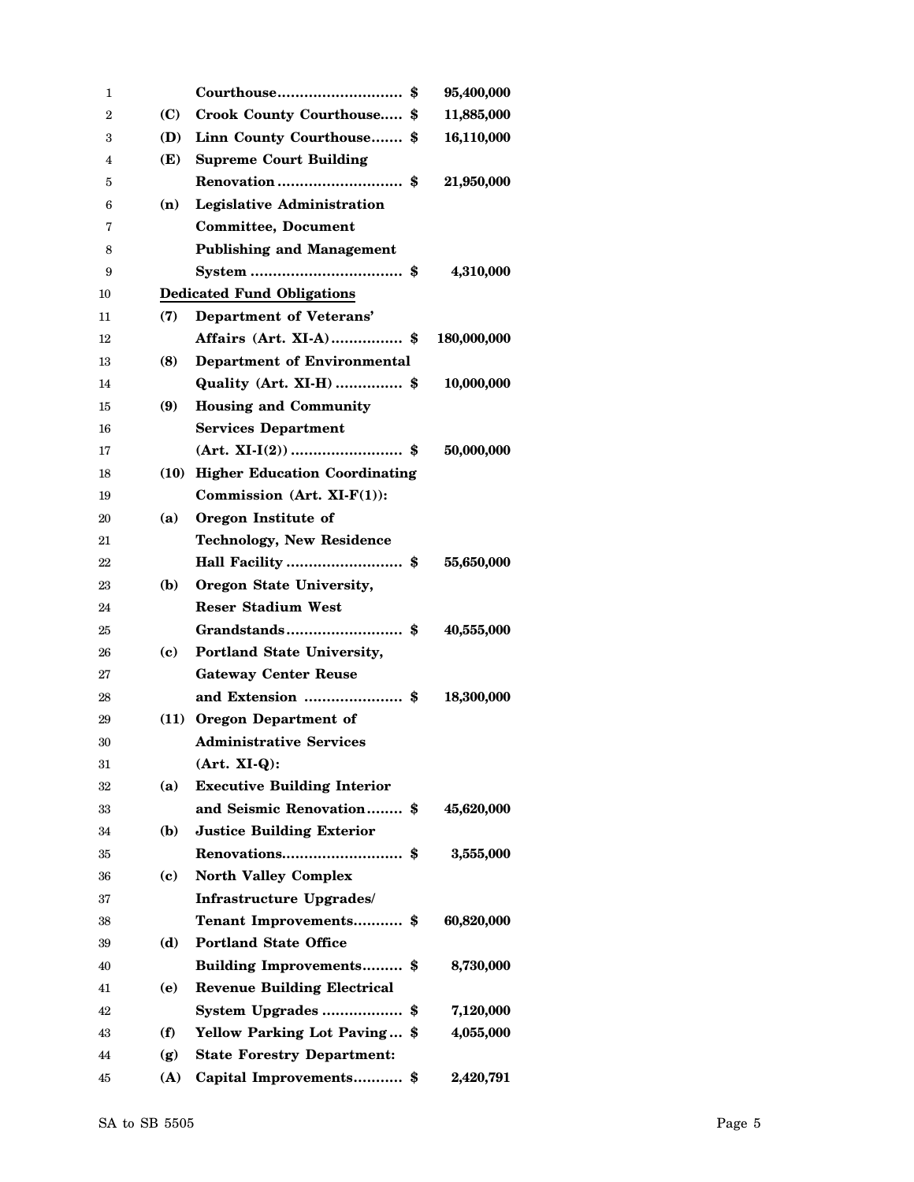**Courthouse............................ $ 95,400,000**

**(C) Crook County Courthouse..... $ 11,885,000**

**(D) Linn County Courthouse....... $ 16,110,000**

**(E) Supreme Court Building Renovation ............................ $ 21,950,000**

**(n) Legislative Administration Committee, Document Publishing and Management System .................................. $ 4,310,000**

**Dedicated Fund Obligations**

**(7) Department of Veterans' Affairs (Art. XI-A)................ $ 180,000,000**

**(8) Department of Environmental Quality (Art. XI-H) ............... $ 10,000,000**

**(9) Housing and Community Services Department (Art. XI-I(2)) ......................... $ 50,000,000**

**(10) Higher Education Coordinating Commission (Art. XI-F(1)):**

**(a) Oregon Institute of Technology, New Residence Hall Facility .......................... $ 55,650,000**

**(b) Oregon State University, Reser Stadium West Grandstands.......................... $ 40,555,000**

**(c) Portland State University, Gateway Center Reuse and Extension ...................... $ 18,300,000**

**(11) Oregon Department of Administrative Services (Art. XI-Q):**

**(a) Executive Building Interior and Seismic Renovation........ $ 45,620,000**

**(b) Justice Building Exterior Renovations.......................... $ 3,555,000**

**(c) North Valley Complex Infrastructure Upgrades/ Tenant Improvements........... $ 60,820,000**

**(d) Portland State Office Building Improvements......... $ 8,730,000**

**(e) Revenue Building Electrical System Upgrades ................. $ 7,120,000**

**(f) Yellow Parking Lot Paving... $ 4,055,000**

**(g) State Forestry Department:**

**(A) Capital Improvements........... $ 2,420,791**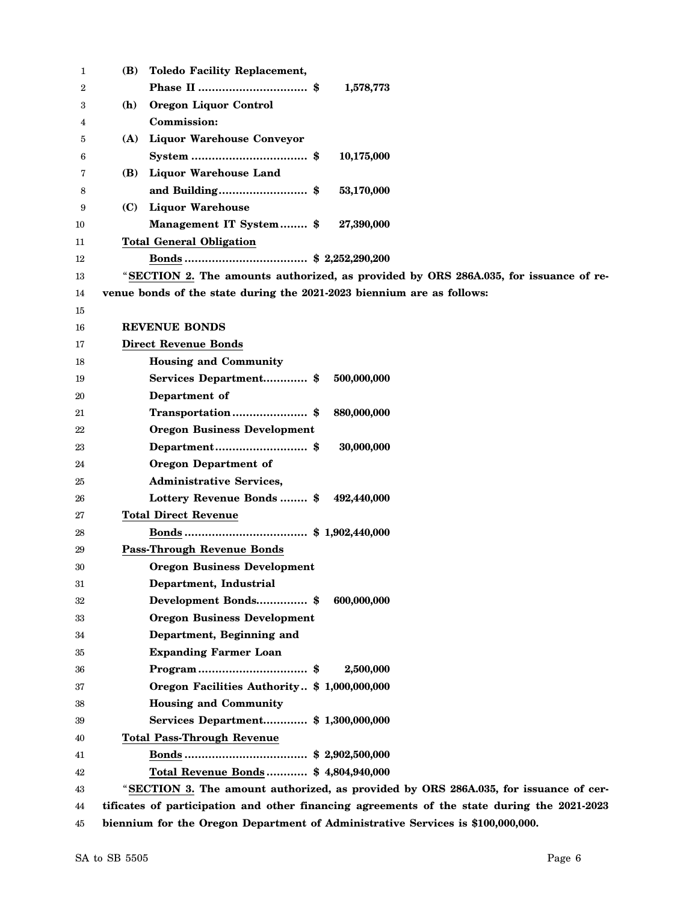**(B) Toledo Facility Replacement, Phase II ................................ $ 1,578,773**

**(h) Oregon Liquor Control Commission:**

**(A) Liquor Warehouse Conveyor System ................................ $ 10,175,000**

**(B) Liquor Warehouse Land and Building.......................... $ 53,170,000**

**(C) Liquor Warehouse Management IT System........ $ 27,390,000**

**Total General Obligation Bonds .................................... $ 2,252,290,200**

"**SECTION 2. The amounts authorized, as provided by ORS 286A.035, for issuance of revenue bonds of the state during the 2021-2023 biennium are as follows:**

**REVENUE BONDS**

**Direct Revenue Bonds**

| | |
|---|---|
| **Housing and Community Services Department............** | **$ 500,000,000** |
| **Department of Transportation......................** | **$ 880,000,000** |
| **Oregon Business Development Department..........................** | **$ 30,000,000** |
| **Oregon Department of Administrative Services, Lottery Revenue Bonds ........** | **$ 492,440,000** |
| **Total Direct Revenue Bonds ....................................** | **$ 1,902,440,000** |

**Pass-Through Revenue Bonds**

| | |
|---|---|
| **Oregon Business Development Department, Industrial Development Bonds..............** | **$ 600,000,000** |
| **Oregon Business Development Department, Beginning and Expanding Farmer Loan Program................................** | **$ 2,500,000** |
| **Oregon Facilities Authority..** | **$ 1,000,000,000** |
| **Housing and Community Services Department............** | **$ 1,300,000,000** |
| **Total Pass-Through Revenue Bonds ....................................** | **$ 2,902,500,000** |
| **Total Revenue Bonds............** | **$ 4,804,940,000** |

"**SECTION 3. The amount authorized, as provided by ORS 286A.035, for issuance of certificates of participation and other financing agreements of the state during the 2021-2023 biennium for the Oregon Department of Administrative Services is $100,000,000.**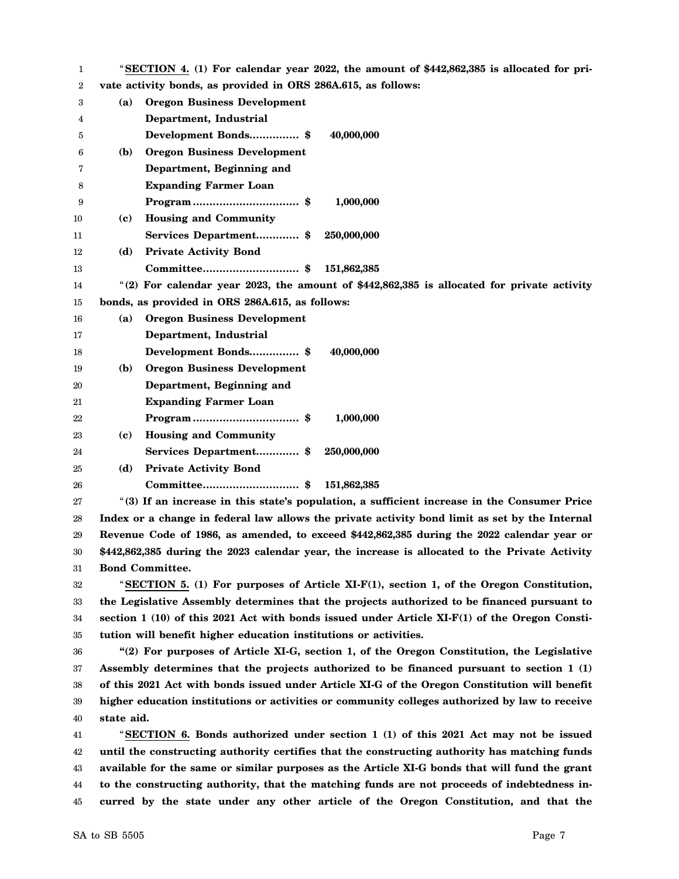"**SECTION 4. (1) For calendar year 2022, the amount of $442,862,385 is allocated for private activity bonds, as provided in ORS 286A.615, as follows:**

| | | |
|---|---|---|
| **(a)** | **Oregon Business Development Department, Industrial Development Bonds............... $** | **40,000,000** |
| **(b)** | **Oregon Business Development Department, Beginning and Expanding Farmer Loan Program................................ $** | **1,000,000** |
| **(c)** | **Housing and Community Services Department............. $** | **250,000,000** |
| **(d)** | **Private Activity Bond Committee............................. $** | **151,862,385** |

"**(2) For calendar year 2023, the amount of $442,862,385 is allocated for private activity bonds, as provided in ORS 286A.615, as follows:**

| | | |
|---|---|---|
| **(a)** | **Oregon Business Development Department, Industrial Development Bonds............... $** | **40,000,000** |
| **(b)** | **Oregon Business Development Department, Beginning and Expanding Farmer Loan Program................................ $** | **1,000,000** |
| **(c)** | **Housing and Community Services Department............. $** | **250,000,000** |
| **(d)** | **Private Activity Bond Committee............................. $** | **151,862,385** |

"**(3) If an increase in this state's population, a sufficient increase in the Consumer Price Index or a change in federal law allows the private activity bond limit as set by the Internal Revenue Code of 1986, as amended, to exceed $442,862,385 during the 2022 calendar year or $442,862,385 during the 2023 calendar year, the increase is allocated to the Private Activity Bond Committee.**

"**SECTION 5. (1) For purposes of Article XI-F(1), section 1, of the Oregon Constitution, the Legislative Assembly determines that the projects authorized to be financed pursuant to section 1 (10) of this 2021 Act with bonds issued under Article XI-F(1) of the Oregon Constitution will benefit higher education institutions or activities.**

"**(2) For purposes of Article XI-G, section 1, of the Oregon Constitution, the Legislative Assembly determines that the projects authorized to be financed pursuant to section 1 (1) of this 2021 Act with bonds issued under Article XI-G of the Oregon Constitution will benefit higher education institutions or activities or community colleges authorized by law to receive state aid.**

"**SECTION 6. Bonds authorized under section 1 (1) of this 2021 Act may not be issued until the constructing authority certifies that the constructing authority has matching funds available for the same or similar purposes as the Article XI-G bonds that will fund the grant to the constructing authority, that the matching funds are not proceeds of indebtedness incurred by the state under any other article of the Oregon Constitution, and that the**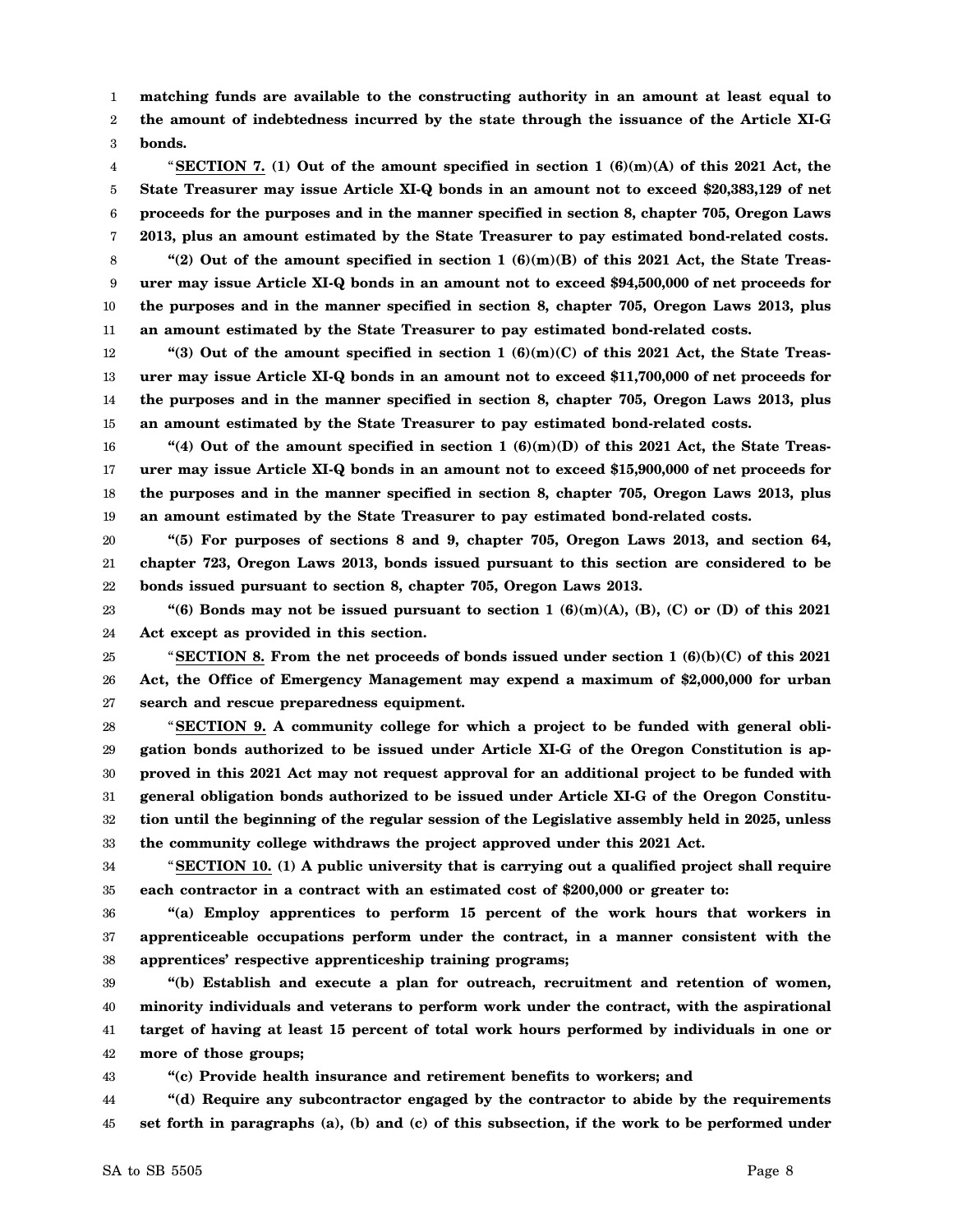**matching funds are available to the constructing authority in an amount at least equal to the amount of indebtedness incurred by the state through the issuance of the Article XI-G bonds.**

"**SECTION 7. (1) Out of the amount specified in section 1 (6)(m)(A) of this 2021 Act, the State Treasurer may issue Article XI-Q bonds in an amount not to exceed $20,383,129 of net proceeds for the purposes and in the manner specified in section 8, chapter 705, Oregon Laws 2013, plus an amount estimated by the State Treasurer to pay estimated bond-related costs.**

**"(2) Out of the amount specified in section 1 (6)(m)(B) of this 2021 Act, the State Treasurer may issue Article XI-Q bonds in an amount not to exceed $94,500,000 of net proceeds for the purposes and in the manner specified in section 8, chapter 705, Oregon Laws 2013, plus an amount estimated by the State Treasurer to pay estimated bond-related costs.**

**"(3) Out of the amount specified in section 1 (6)(m)(C) of this 2021 Act, the State Treasurer may issue Article XI-Q bonds in an amount not to exceed $11,700,000 of net proceeds for the purposes and in the manner specified in section 8, chapter 705, Oregon Laws 2013, plus an amount estimated by the State Treasurer to pay estimated bond-related costs.**

**"(4) Out of the amount specified in section 1 (6)(m)(D) of this 2021 Act, the State Treasurer may issue Article XI-Q bonds in an amount not to exceed $15,900,000 of net proceeds for the purposes and in the manner specified in section 8, chapter 705, Oregon Laws 2013, plus an amount estimated by the State Treasurer to pay estimated bond-related costs.**

**"(5) For purposes of sections 8 and 9, chapter 705, Oregon Laws 2013, and section 64, chapter 723, Oregon Laws 2013, bonds issued pursuant to this section are considered to be bonds issued pursuant to section 8, chapter 705, Oregon Laws 2013.**

**"(6) Bonds may not be issued pursuant to section 1 (6)(m)(A), (B), (C) or (D) of this 2021 Act except as provided in this section.**

"**SECTION 8. From the net proceeds of bonds issued under section 1 (6)(b)(C) of this 2021 Act, the Office of Emergency Management may expend a maximum of $2,000,000 for urban search and rescue preparedness equipment.**

"**SECTION 9. A community college for which a project to be funded with general obligation bonds authorized to be issued under Article XI-G of the Oregon Constitution is approved in this 2021 Act may not request approval for an additional project to be funded with general obligation bonds authorized to be issued under Article XI-G of the Oregon Constitution until the beginning of the regular session of the Legislative assembly held in 2025, unless the community college withdraws the project approved under this 2021 Act.**

"**SECTION 10. (1) A public university that is carrying out a qualified project shall require each contractor in a contract with an estimated cost of $200,000 or greater to:**

**"(a) Employ apprentices to perform 15 percent of the work hours that workers in apprenticeable occupations perform under the contract, in a manner consistent with the apprentices' respective apprenticeship training programs;**

**"(b) Establish and execute a plan for outreach, recruitment and retention of women, minority individuals and veterans to perform work under the contract, with the aspirational target of having at least 15 percent of total work hours performed by individuals in one or more of those groups;**

**"(c) Provide health insurance and retirement benefits to workers; and**

**"(d) Require any subcontractor engaged by the contractor to abide by the requirements set forth in paragraphs (a), (b) and (c) of this subsection, if the work to be performed under**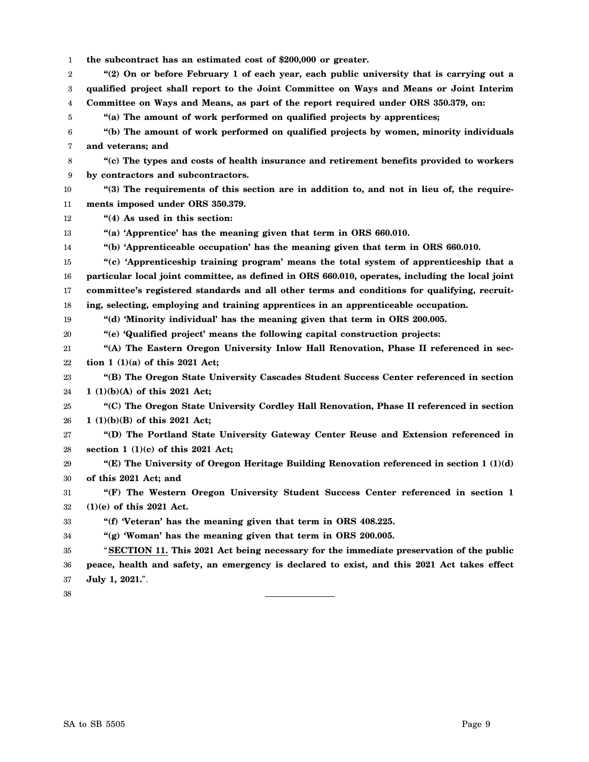**the subcontract has an estimated cost of $200,000 or greater.**

**"(2) On or before February 1 of each year, each public university that is carrying out a qualified project shall report to the Joint Committee on Ways and Means or Joint Interim Committee on Ways and Means, as part of the report required under ORS 350.379, on:**

**"(a) The amount of work performed on qualified projects by apprentices;**

**"(b) The amount of work performed on qualified projects by women, minority individuals and veterans; and**

**"(c) The types and costs of health insurance and retirement benefits provided to workers by contractors and subcontractors.**

**"(3) The requirements of this section are in addition to, and not in lieu of, the requirements imposed under ORS 350.379.**

**"(4) As used in this section:**

**"(a) 'Apprentice' has the meaning given that term in ORS 660.010.**

**"(b) 'Apprenticeable occupation' has the meaning given that term in ORS 660.010.**

**"(c) 'Apprenticeship training program' means the total system of apprenticeship that a particular local joint committee, as defined in ORS 660.010, operates, including the local joint committee's registered standards and all other terms and conditions for qualifying, recruiting, selecting, employing and training apprentices in an apprenticeable occupation.**

**"(d) 'Minority individual' has the meaning given that term in ORS 200.005.**

**"(e) 'Qualified project' means the following capital construction projects:**

**"(A) The Eastern Oregon University Inlow Hall Renovation, Phase II referenced in section 1 (1)(a) of this 2021 Act;**

**"(B) The Oregon State University Cascades Student Success Center referenced in section 1 (1)(b)(A) of this 2021 Act;**

**"(C) The Oregon State University Cordley Hall Renovation, Phase II referenced in section 1 (1)(b)(B) of this 2021 Act;**

**"(D) The Portland State University Gateway Center Reuse and Extension referenced in section 1 (1)(c) of this 2021 Act;**

**"(E) The University of Oregon Heritage Building Renovation referenced in section 1 (1)(d) of this 2021 Act; and**

**"(F) The Western Oregon University Student Success Center referenced in section 1 (1)(e) of this 2021 Act.**

**"(f) 'Veteran' has the meaning given that term in ORS 408.225.**

**"(g) 'Woman' has the meaning given that term in ORS 200.005.**

"**SECTION 11. This 2021 Act being necessary for the immediate preservation of the public peace, health and safety, an emergency is declared to exist, and this 2021 Act takes effect July 1, 2021.**".

SA to SB 5505